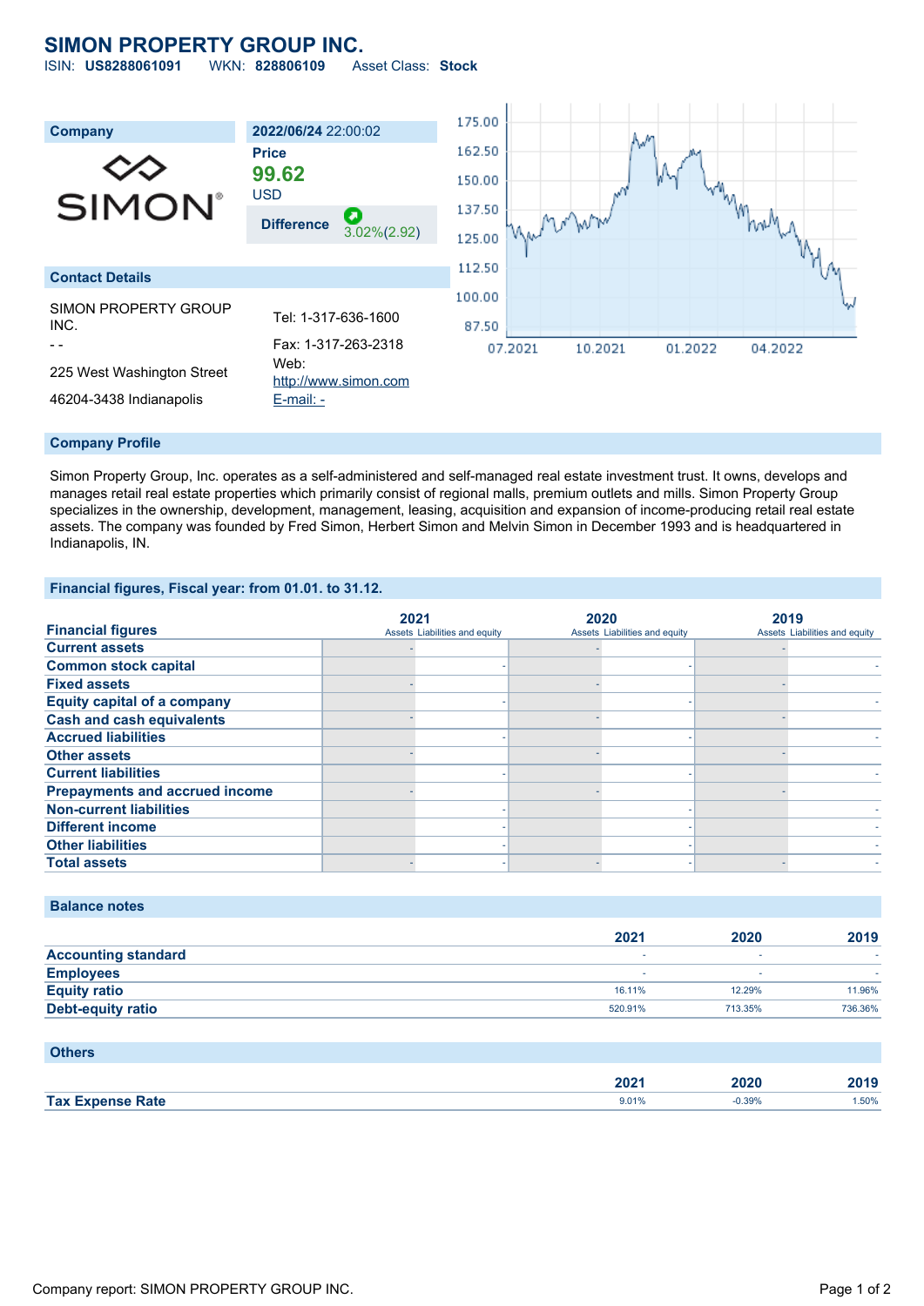# SIMON PROPERTY GROUP INC.

ISIN: **US8288061091** WKN: **828806109** Asset Class: **Stock**

| Company | 2022/06/24 22:00:02 |
|---|---|
| SIMON | Price **99.62** USD |
| | Difference 3.02%(2.92) |

## Contact Details

SIMON PROPERTY GROUP INC.
- -
225 West Washington Street
46204-3438 Indianapolis

Tel: 1-317-636-1600
Fax: 1-317-263-2318
Web: http://www.simon.com
E-mail: -

## Company Profile

Simon Property Group, Inc. operates as a self-administered and self-managed real estate investment trust. It owns, develops and manages retail real estate properties which primarily consist of regional malls, premium outlets and mills. Simon Property Group specializes in the ownership, development, management, leasing, acquisition and expansion of income-producing retail real estate assets. The company was founded by Fred Simon, Herbert Simon and Melvin Simon in December 1993 and is headquartered in Indianapolis, IN.

## Financial figures, Fiscal year: from 01.01. to 31.12.

| Financial figures | 2021 Assets | 2021 Liabilities and equity | 2020 Assets | 2020 Liabilities and equity | 2019 Assets | 2019 Liabilities and equity |
|---|---|---|---|---|---|---|
| Current assets | - | | - | | - | |
| Common stock capital | | - | | - | | - |
| Fixed assets | - | | - | | - | |
| Equity capital of a company | | - | | - | | - |
| Cash and cash equivalents | - | | - | | - | |
| Accrued liabilities | | - | | - | | - |
| Other assets | - | | - | | - | |
| Current liabilities | | - | | - | | - |
| Prepayments and accrued income | - | | - | | - | |
| Non-current liabilities | | - | | - | | - |
| Different income | | - | | - | | - |
| Other liabilities | | - | | - | | - |
| Total assets | - | - | - | - | - | - |

## Balance notes

| | 2021 | 2020 | 2019 |
|---|---|---|---|
| Accounting standard | - | - | - |
| Employees | - | - | - |
| Equity ratio | 16.11% | 12.29% | 11.96% |
| Debt-equity ratio | 520.91% | 713.35% | 736.36% |

## Others

| | 2021 | 2020 | 2019 |
|---|---|---|---|
| Tax Expense Rate | 9.01% | -0.39% | 1.50% |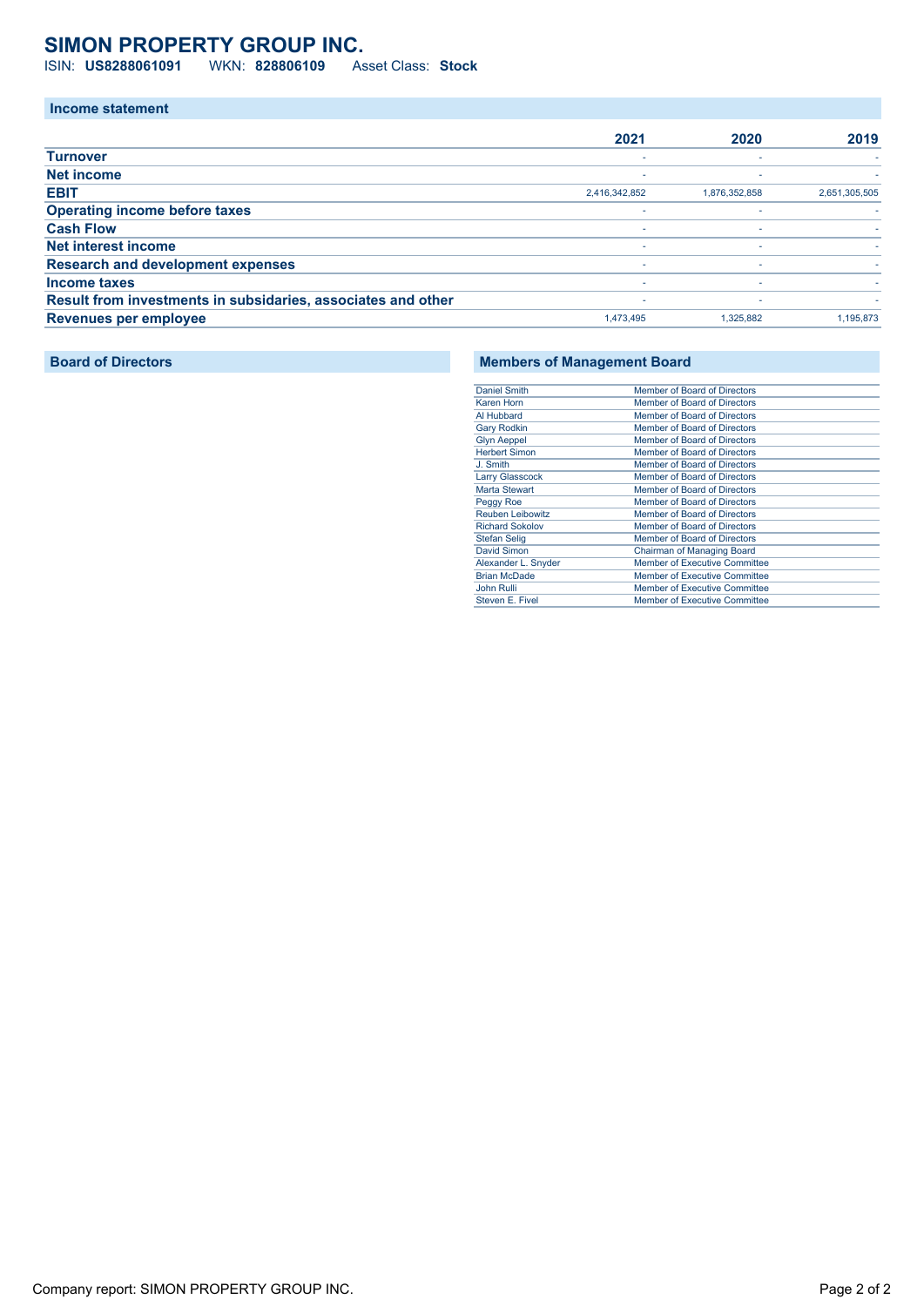# SIMON PROPERTY GROUP INC.

ISIN: **US8288061091** WKN: **828806109** Asset Class: **Stock**

## Income statement

| | 2021 | 2020 | 2019 |
|---|---|---|---|
| **Turnover** | - | - | - |
| **Net income** | - | - | - |
| **EBIT** | 2,416,342,852 | 1,876,352,858 | 2,651,305,505 |
| **Operating income before taxes** | - | - | - |
| **Cash Flow** | - | - | - |
| **Net interest income** | - | - | - |
| **Research and development expenses** | - | - | - |
| **Income taxes** | - | - | - |
| **Result from investments in subsidaries, associates and other** | - | - | - |
| **Revenues per employee** | 1,473,495 | 1,325,882 | 1,195,873 |

## Board of Directors

## Members of Management Board

| | |
|---|---|
| Daniel Smith | Member of Board of Directors |
| Karen Horn | Member of Board of Directors |
| Al Hubbard | Member of Board of Directors |
| Gary Rodkin | Member of Board of Directors |
| Glyn Aeppel | Member of Board of Directors |
| Herbert Simon | Member of Board of Directors |
| J. Smith | Member of Board of Directors |
| Larry Glasscock | Member of Board of Directors |
| Marta Stewart | Member of Board of Directors |
| Peggy Roe | Member of Board of Directors |
| Reuben Leibowitz | Member of Board of Directors |
| Richard Sokolov | Member of Board of Directors |
| Stefan Selig | Member of Board of Directors |
| David Simon | Chairman of Managing Board |
| Alexander L. Snyder | Member of Executive Committee |
| Brian McDade | Member of Executive Committee |
| John Rulli | Member of Executive Committee |
| Steven E. Fivel | Member of Executive Committee |